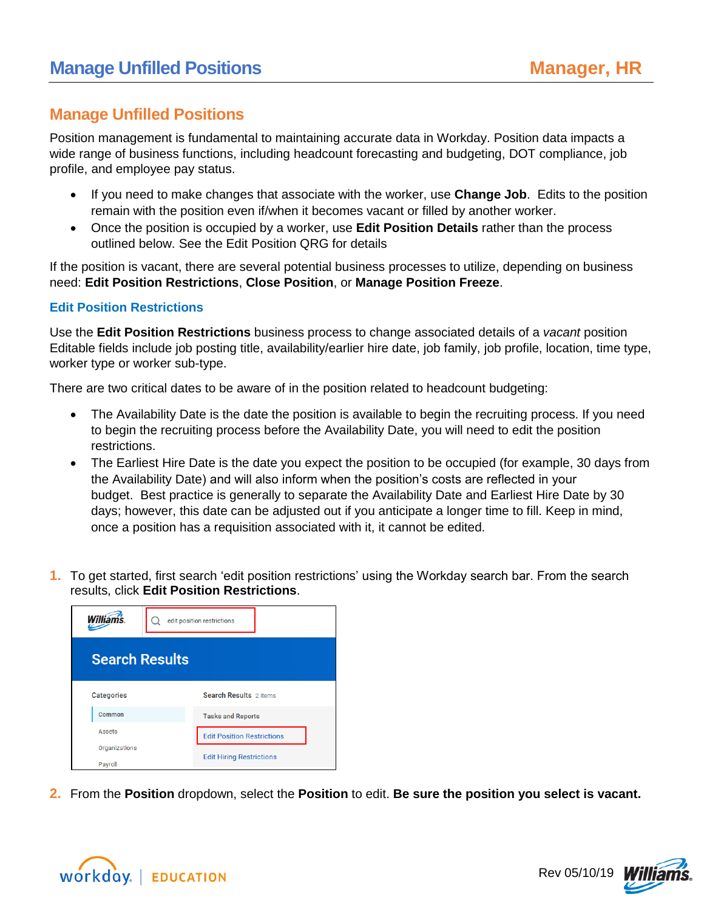# Manage Unfilled Positions

Position management is fundamental to maintaining accurate data in Workday. Position data impacts a wide range of business functions, including headcount forecasting and budgeting, DOT compliance, job profile, and employee pay status.

- If you need to make changes that associate with the worker, use **Change Job**. Edits to the position remain with the position even if/when it becomes vacant or filled by another worker.
- Once the position is occupied by a worker, use **Edit Position Details** rather than the process outlined below. See the Edit Position QRG for details

If the position is vacant, there are several potential business processes to utilize, depending on business need: **Edit Position Restrictions**, **Close Position**, or **Manage Position Freeze**.

## Edit Position Restrictions

Use the **Edit Position Restrictions** business process to change associated details of a *vacant* position Editable fields include job posting title, availability/earlier hire date, job family, job profile, location, time type, worker type or worker sub-type.

There are two critical dates to be aware of in the position related to headcount budgeting:

- The Availability Date is the date the position is available to begin the recruiting process. If you need to begin the recruiting process before the Availability Date, you will need to edit the position restrictions.
- The Earliest Hire Date is the date you expect the position to be occupied (for example, 30 days from the Availability Date) and will also inform when the position's costs are reflected in your budget. Best practice is generally to separate the Availability Date and Earliest Hire Date by 30 days; however, this date can be adjusted out if you anticipate a longer time to fill. Keep in mind, once a position has a requisition associated with it, it cannot be edited.

1. To get started, first search 'edit position restrictions' using the Workday search bar. From the search results, click **Edit Position Restrictions**.

2. From the **Position** dropdown, select the **Position** to edit. **Be sure the position you select is vacant.**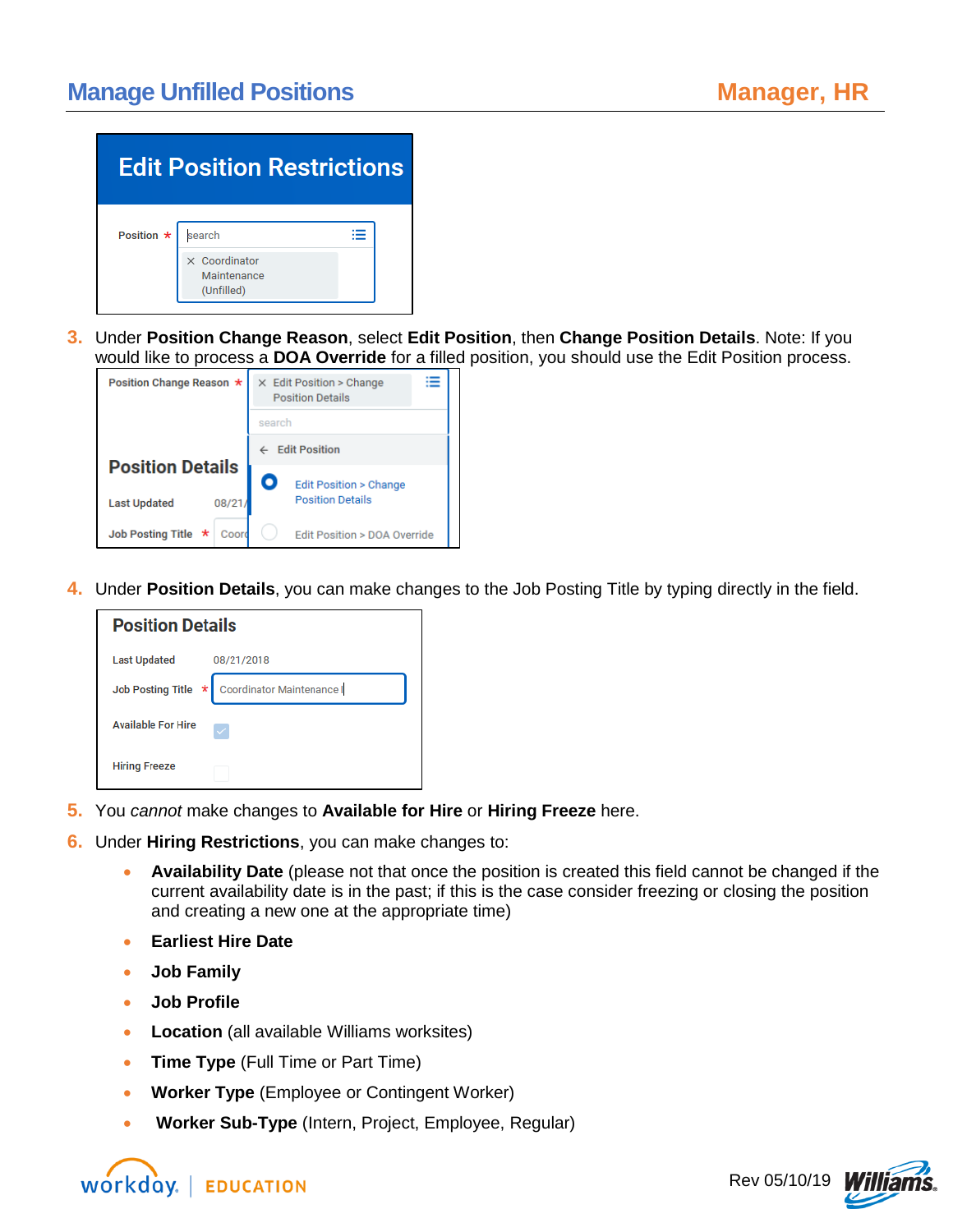3. Under **Position Change Reason**, select **Edit Position**, then **Change Position Details**. Note: If you would like to process a **DOA Override** for a filled position, you should use the Edit Position process.

4. Under **Position Details**, you can make changes to the Job Posting Title by typing directly in the field.

5. You *cannot* make changes to **Available for Hire** or **Hiring Freeze** here.

6. Under **Hiring Restrictions**, you can make changes to:
   - **Availability Date** (please not that once the position is created this field cannot be changed if the current availability date is in the past; if this is the case consider freezing or closing the position and creating a new one at the appropriate time)
   - **Earliest Hire Date**
   - **Job Family**
   - **Job Profile**
   - **Location** (all available Williams worksites)
   - **Time Type** (Full Time or Part Time)
   - **Worker Type** (Employee or Contingent Worker)
   - **Worker Sub-Type** (Intern, Project, Employee, Regular)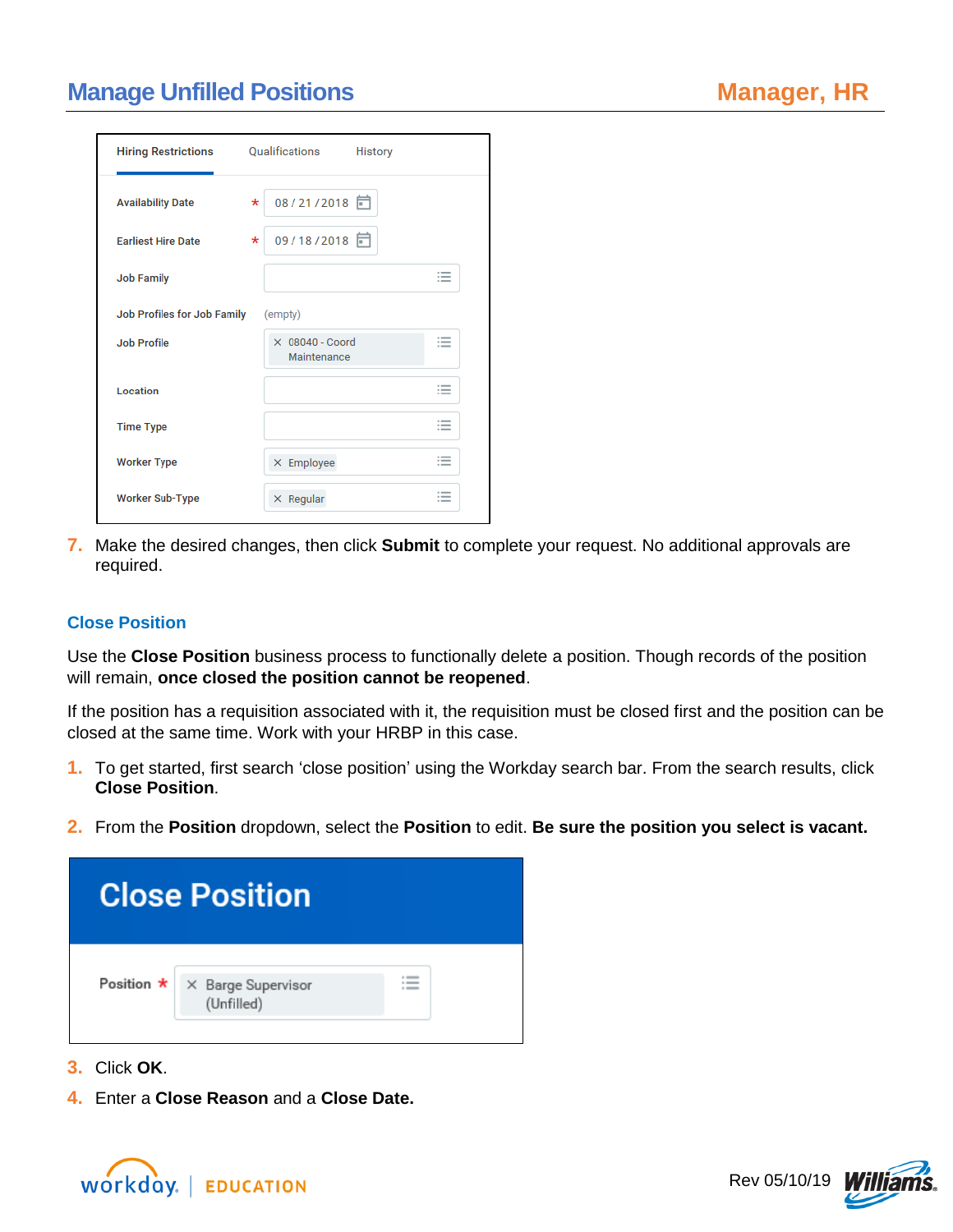7. Make the desired changes, then click **Submit** to complete your request. No additional approvals are required.

### Close Position

Use the **Close Position** business process to functionally delete a position. Though records of the position will remain, **once closed the position cannot be reopened**.

If the position has a requisition associated with it, the requisition must be closed first and the position can be closed at the same time. Work with your HRBP in this case.

1. To get started, first search 'close position' using the Workday search bar. From the search results, click **Close Position**.
2. From the **Position** dropdown, select the **Position** to edit. **Be sure the position you select is vacant.**
3. Click **OK**.
4. Enter a **Close Reason** and a **Close Date.**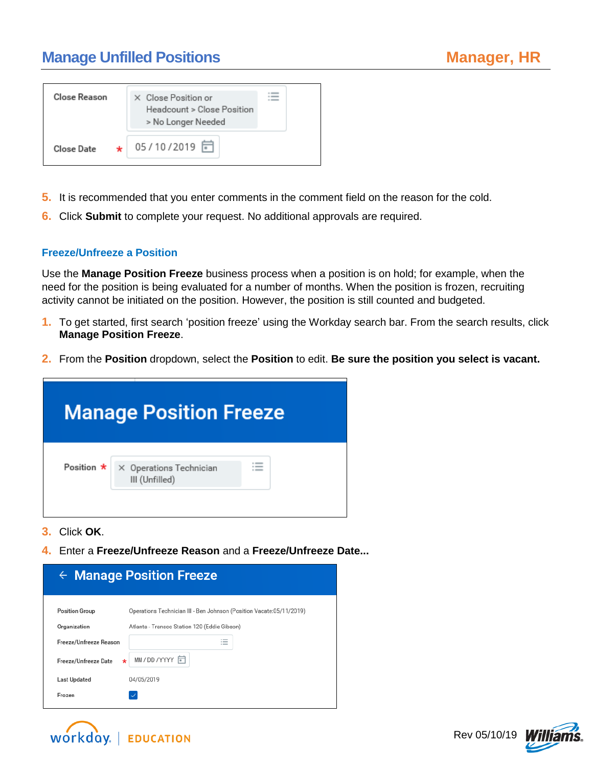| Close Reason | × Close Position or Headcount > Close Position > No Longer Needed |
| --- | --- |
| Close Date * | 05 / 10 / 2019 |

5. It is recommended that you enter comments in the comment field on the reason for the cold.
6. Click **Submit** to complete your request. No additional approvals are required.

### Freeze/Unfreeze a Position

Use the **Manage Position Freeze** business process when a position is on hold; for example, when the need for the position is being evaluated for a number of months. When the position is frozen, recruiting activity cannot be initiated on the position. However, the position is still counted and budgeted.

1. To get started, first search 'position freeze' using the Workday search bar. From the search results, click **Manage Position Freeze**.
2. From the **Position** dropdown, select the **Position** to edit. **Be sure the position you select is vacant.**

**Manage Position Freeze**

| Position * | × Operations Technician III (Unfilled) |
| --- | --- |

3. Click **OK**.
4. Enter a **Freeze/Unfreeze Reason** and a **Freeze/Unfreeze Date...**

**← Manage Position Freeze**

| Position Group | Operations Technician III - Ben Johnson (Position Vacate:05/11/2019) |
| --- | --- |
| Organization | Atlanta - Transco Station 120 (Eddie Gibson) |
| Freeze/Unfreeze Reason | |
| Freeze/Unfreeze Date * | MM / DD / YYYY |
| Last Updated | 04/05/2019 |
| Frozen | ☑ |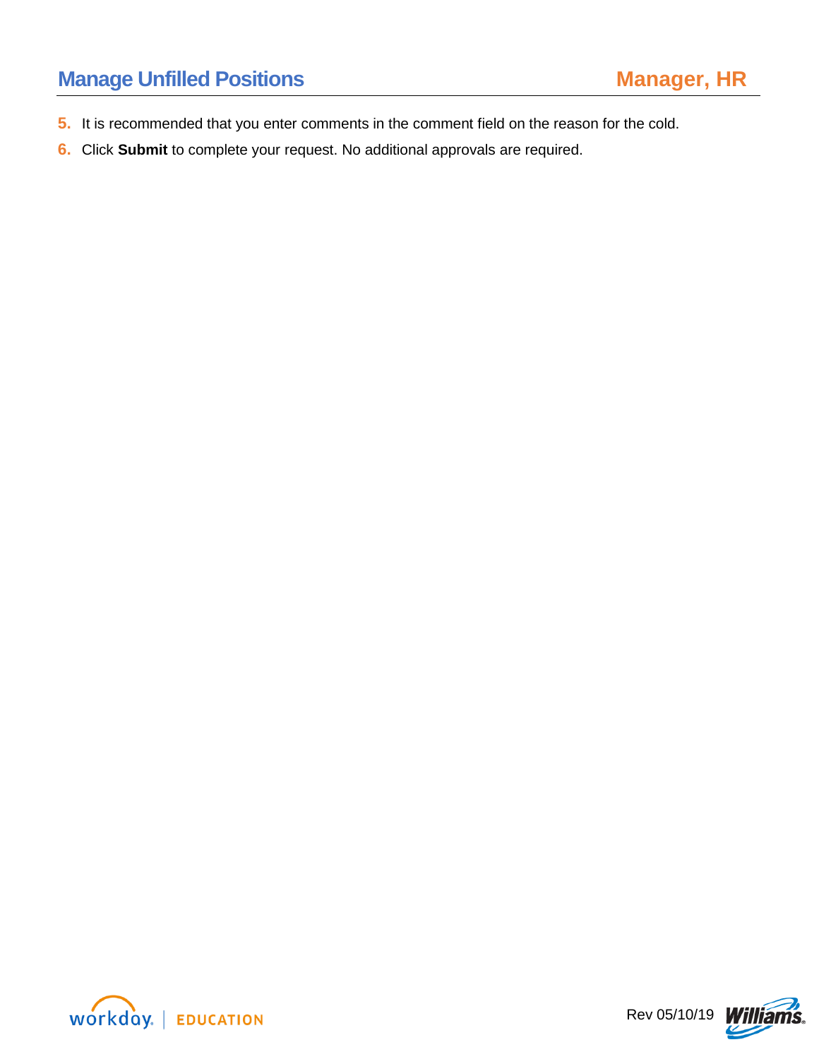5. It is recommended that you enter comments in the comment field on the reason for the cold.
6. Click **Submit** to complete your request. No additional approvals are required.